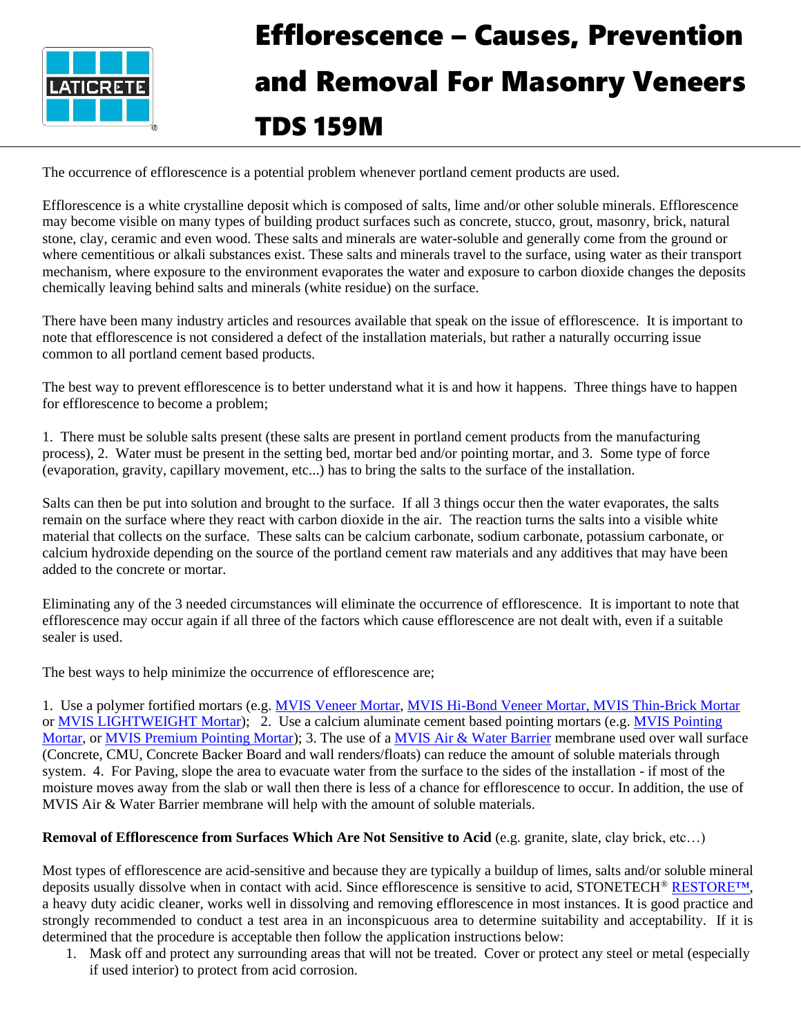# Efflorescence – Causes, Prevention and Removal For Masonry Veneers TDS 159M

The occurrence of efflorescence is a potential problem whenever portland cement products are used.

Efflorescence is a white crystalline deposit which is composed of salts, lime and/or other soluble minerals. Efflorescence may become visible on many types of building product surfaces such as concrete, stucco, grout, masonry, brick, natural stone, clay, ceramic and even wood. These salts and minerals are water-soluble and generally come from the ground or where cementitious or alkali substances exist. These salts and minerals travel to the surface, using water as their transport mechanism, where exposure to the environment evaporates the water and exposure to carbon dioxide changes the deposits chemically leaving behind salts and minerals (white residue) on the surface.

There have been many industry articles and resources available that speak on the issue of efflorescence. It is important to note that efflorescence is not considered a defect of the installation materials, but rather a naturally occurring issue common to all portland cement based products.

The best way to prevent efflorescence is to better understand what it is and how it happens. Three things have to happen for efflorescence to become a problem;

1. There must be soluble salts present (these salts are present in portland cement products from the manufacturing process), 2. Water must be present in the setting bed, mortar bed and/or pointing mortar, and 3. Some type of force (evaporation, gravity, capillary movement, etc...) has to bring the salts to the surface of the installation.

Salts can then be put into solution and brought to the surface. If all 3 things occur then the water evaporates, the salts remain on the surface where they react with carbon dioxide in the air. The reaction turns the salts into a visible white material that collects on the surface. These salts can be calcium carbonate, sodium carbonate, potassium carbonate, or calcium hydroxide depending on the source of the portland cement raw materials and any additives that may have been added to the concrete or mortar.

Eliminating any of the 3 needed circumstances will eliminate the occurrence of efflorescence. It is important to note that efflorescence may occur again if all three of the factors which cause efflorescence are not dealt with, even if a suitable sealer is used.

The best ways to help minimize the occurrence of efflorescence are;

1. Use a polymer fortified mortars (e.g. MVIS Veneer Mortar, MVIS Hi-Bond Veneer Mortar, MVIS Thin-Brick Mortar or MVIS LIGHTWEIGHT Mortar); 2. Use a calcium aluminate cement based pointing mortars (e.g. MVIS Pointing Mortar, or MVIS Premium Pointing Mortar); 3. The use of a MVIS Air & Water Barrier membrane used over wall surface (Concrete, CMU, Concrete Backer Board and wall renders/floats) can reduce the amount of soluble materials through system. 4. For Paving, slope the area to evacuate water from the surface to the sides of the installation - if most of the moisture moves away from the slab or wall then there is less of a chance for efflorescence to occur. In addition, the use of MVIS Air & Water Barrier membrane will help with the amount of soluble materials.

**Removal of Efflorescence from Surfaces Which Are Not Sensitive to Acid** (e.g. granite, slate, clay brick, etc…)

Most types of efflorescence are acid-sensitive and because they are typically a buildup of limes, salts and/or soluble mineral deposits usually dissolve when in contact with acid. Since efflorescence is sensitive to acid, STONETECH® RESTORE™, a heavy duty acidic cleaner, works well in dissolving and removing efflorescence in most instances. It is good practice and strongly recommended to conduct a test area in an inconspicuous area to determine suitability and acceptability. If it is determined that the procedure is acceptable then follow the application instructions below:

1. Mask off and protect any surrounding areas that will not be treated. Cover or protect any steel or metal (especially if used interior) to protect from acid corrosion.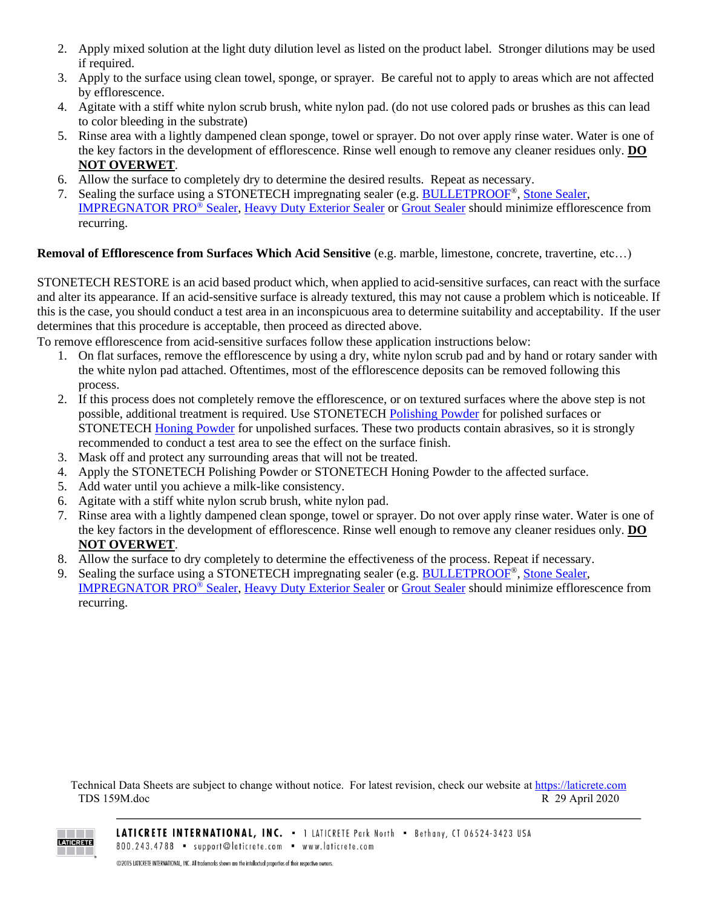2. Apply mixed solution at the light duty dilution level as listed on the product label. Stronger dilutions may be used if required.
3. Apply to the surface using clean towel, sponge, or sprayer. Be careful not to apply to areas which are not affected by efflorescence.
4. Agitate with a stiff white nylon scrub brush, white nylon pad. (do not use colored pads or brushes as this can lead to color bleeding in the substrate)
5. Rinse area with a lightly dampened clean sponge, towel or sprayer. Do not over apply rinse water. Water is one of the key factors in the development of efflorescence. Rinse well enough to remove any cleaner residues only. **DO NOT OVERWET**.
6. Allow the surface to completely dry to determine the desired results. Repeat as necessary.
7. Sealing the surface using a STONETECH impregnating sealer (e.g. BULLETPROOF®, Stone Sealer, IMPREGNATOR PRO® Sealer, Heavy Duty Exterior Sealer or Grout Sealer should minimize efflorescence from recurring.

**Removal of Efflorescence from Surfaces Which Acid Sensitive** (e.g. marble, limestone, concrete, travertine, etc…)

STONETECH RESTORE is an acid based product which, when applied to acid-sensitive surfaces, can react with the surface and alter its appearance. If an acid-sensitive surface is already textured, this may not cause a problem which is noticeable. If this is the case, you should conduct a test area in an inconspicuous area to determine suitability and acceptability. If the user determines that this procedure is acceptable, then proceed as directed above.

To remove efflorescence from acid-sensitive surfaces follow these application instructions below:

1. On flat surfaces, remove the efflorescence by using a dry, white nylon scrub pad and by hand or rotary sander with the white nylon pad attached. Oftentimes, most of the efflorescence deposits can be removed following this process.
2. If this process does not completely remove the efflorescence, or on textured surfaces where the above step is not possible, additional treatment is required. Use STONETECH Polishing Powder for polished surfaces or STONETECH Honing Powder for unpolished surfaces. These two products contain abrasives, so it is strongly recommended to conduct a test area to see the effect on the surface finish.
3. Mask off and protect any surrounding areas that will not be treated.
4. Apply the STONETECH Polishing Powder or STONETECH Honing Powder to the affected surface.
5. Add water until you achieve a milk-like consistency.
6. Agitate with a stiff white nylon scrub brush, white nylon pad.
7. Rinse area with a lightly dampened clean sponge, towel or sprayer. Do not over apply rinse water. Water is one of the key factors in the development of efflorescence. Rinse well enough to remove any cleaner residues only. **DO NOT OVERWET**.
8. Allow the surface to dry completely to determine the effectiveness of the process. Repeat if necessary.
9. Sealing the surface using a STONETECH impregnating sealer (e.g. BULLETPROOF®, Stone Sealer, IMPREGNATOR PRO® Sealer, Heavy Duty Exterior Sealer or Grout Sealer should minimize efflorescence from recurring.

Technical Data Sheets are subject to change without notice. For latest revision, check our website at https://laticrete.com

TDS 159M.doc R 29 April 2020

**LATICRETE INTERNATIONAL, INC.** ▪ 1 LATICRETE Park North ▪ Bethany, CT 06524-3423 USA
800.243.4788 ▪ support@laticrete.com ▪ www.laticrete.com

©2015 LATICRETE INTERNATIONAL, INC. All trademarks shown are the intellectual properties of their respective owners.